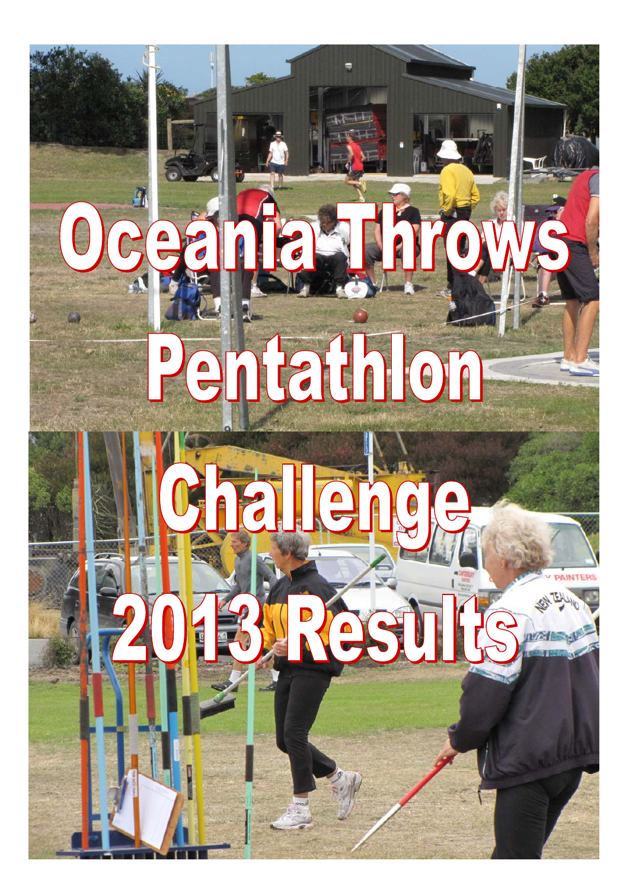# Oceania Throws Pentathlon Challenge 2013 Results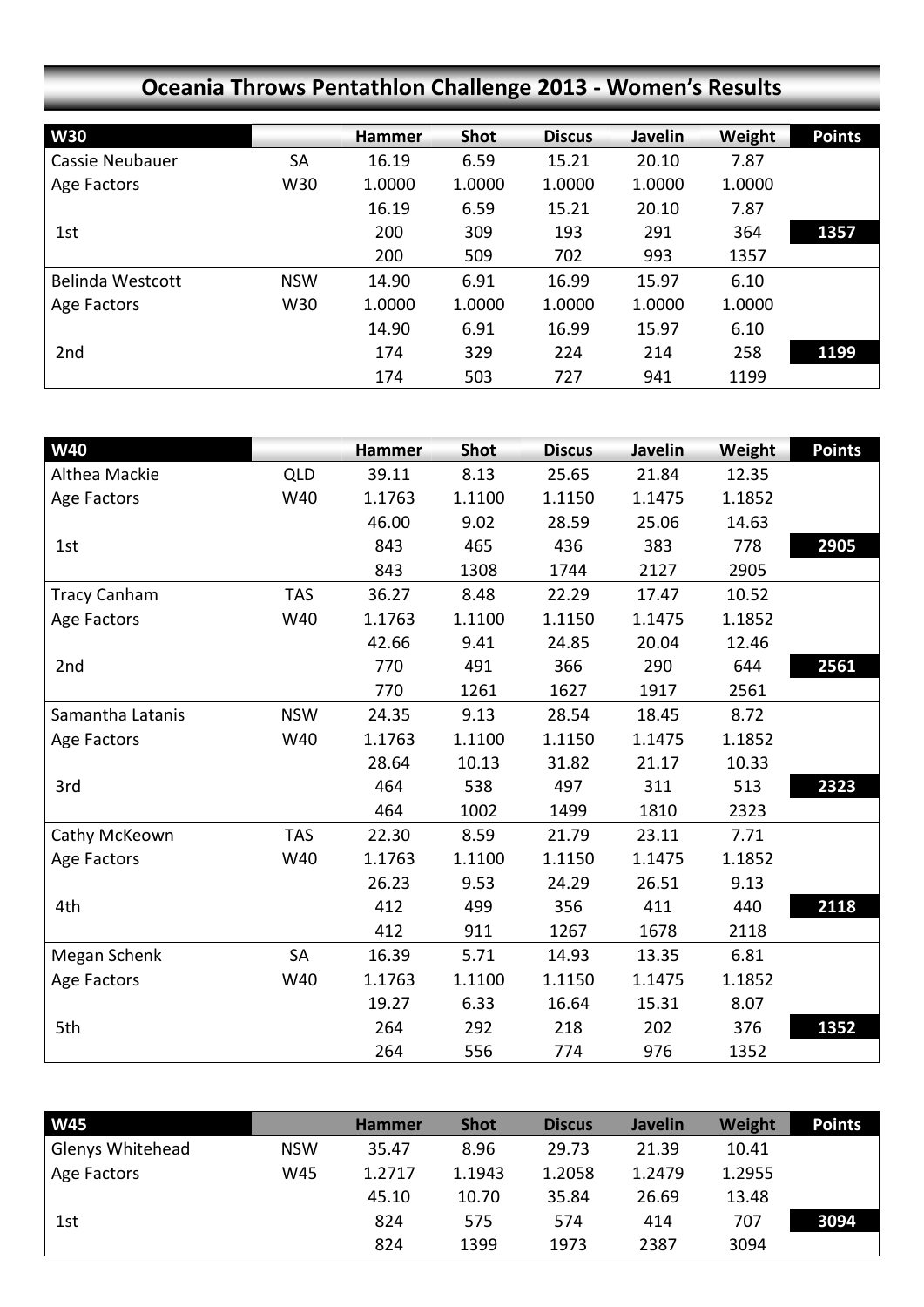# Oceania Throws Pentathlon Challenge 2013 - Women's Results

| W30 | | Hammer | Shot | Discus | Javelin | Weight | Points |
|---|---|---|---|---|---|---|---|
| Cassie Neubauer | SA | 16.19 | 6.59 | 15.21 | 20.10 | 7.87 | |
| Age Factors | W30 | 1.0000 | 1.0000 | 1.0000 | 1.0000 | 1.0000 | |
| | | 16.19 | 6.59 | 15.21 | 20.10 | 7.87 | |
| 1st | | 200 | 309 | 193 | 291 | 364 | 1357 |
| | | 200 | 509 | 702 | 993 | 1357 | |
| Belinda Westcott | NSW | 14.90 | 6.91 | 16.99 | 15.97 | 6.10 | |
| Age Factors | W30 | 1.0000 | 1.0000 | 1.0000 | 1.0000 | 1.0000 | |
| | | 14.90 | 6.91 | 16.99 | 15.97 | 6.10 | |
| 2nd | | 174 | 329 | 224 | 214 | 258 | 1199 |
| | | 174 | 503 | 727 | 941 | 1199 | |

| W40 | | Hammer | Shot | Discus | Javelin | Weight | Points |
|---|---|---|---|---|---|---|---|
| Althea Mackie | QLD | 39.11 | 8.13 | 25.65 | 21.84 | 12.35 | |
| Age Factors | W40 | 1.1763 | 1.1100 | 1.1150 | 1.1475 | 1.1852 | |
| | | 46.00 | 9.02 | 28.59 | 25.06 | 14.63 | |
| 1st | | 843 | 465 | 436 | 383 | 778 | 2905 |
| | | 843 | 1308 | 1744 | 2127 | 2905 | |
| Tracy Canham | TAS | 36.27 | 8.48 | 22.29 | 17.47 | 10.52 | |
| Age Factors | W40 | 1.1763 | 1.1100 | 1.1150 | 1.1475 | 1.1852 | |
| | | 42.66 | 9.41 | 24.85 | 20.04 | 12.46 | |
| 2nd | | 770 | 491 | 366 | 290 | 644 | 2561 |
| | | 770 | 1261 | 1627 | 1917 | 2561 | |
| Samantha Latanis | NSW | 24.35 | 9.13 | 28.54 | 18.45 | 8.72 | |
| Age Factors | W40 | 1.1763 | 1.1100 | 1.1150 | 1.1475 | 1.1852 | |
| | | 28.64 | 10.13 | 31.82 | 21.17 | 10.33 | |
| 3rd | | 464 | 538 | 497 | 311 | 513 | 2323 |
| | | 464 | 1002 | 1499 | 1810 | 2323 | |
| Cathy McKeown | TAS | 22.30 | 8.59 | 21.79 | 23.11 | 7.71 | |
| Age Factors | W40 | 1.1763 | 1.1100 | 1.1150 | 1.1475 | 1.1852 | |
| | | 26.23 | 9.53 | 24.29 | 26.51 | 9.13 | |
| 4th | | 412 | 499 | 356 | 411 | 440 | 2118 |
| | | 412 | 911 | 1267 | 1678 | 2118 | |
| Megan Schenk | SA | 16.39 | 5.71 | 14.93 | 13.35 | 6.81 | |
| Age Factors | W40 | 1.1763 | 1.1100 | 1.1150 | 1.1475 | 1.1852 | |
| | | 19.27 | 6.33 | 16.64 | 15.31 | 8.07 | |
| 5th | | 264 | 292 | 218 | 202 | 376 | 1352 |
| | | 264 | 556 | 774 | 976 | 1352 | |

| W45 | | Hammer | Shot | Discus | Javelin | Weight | Points |
|---|---|---|---|---|---|---|---|
| Glenys Whitehead | NSW | 35.47 | 8.96 | 29.73 | 21.39 | 10.41 | |
| Age Factors | W45 | 1.2717 | 1.1943 | 1.2058 | 1.2479 | 1.2955 | |
| | | 45.10 | 10.70 | 35.84 | 26.69 | 13.48 | |
| 1st | | 824 | 575 | 574 | 414 | 707 | 3094 |
| | | 824 | 1399 | 1973 | 2387 | 3094 | |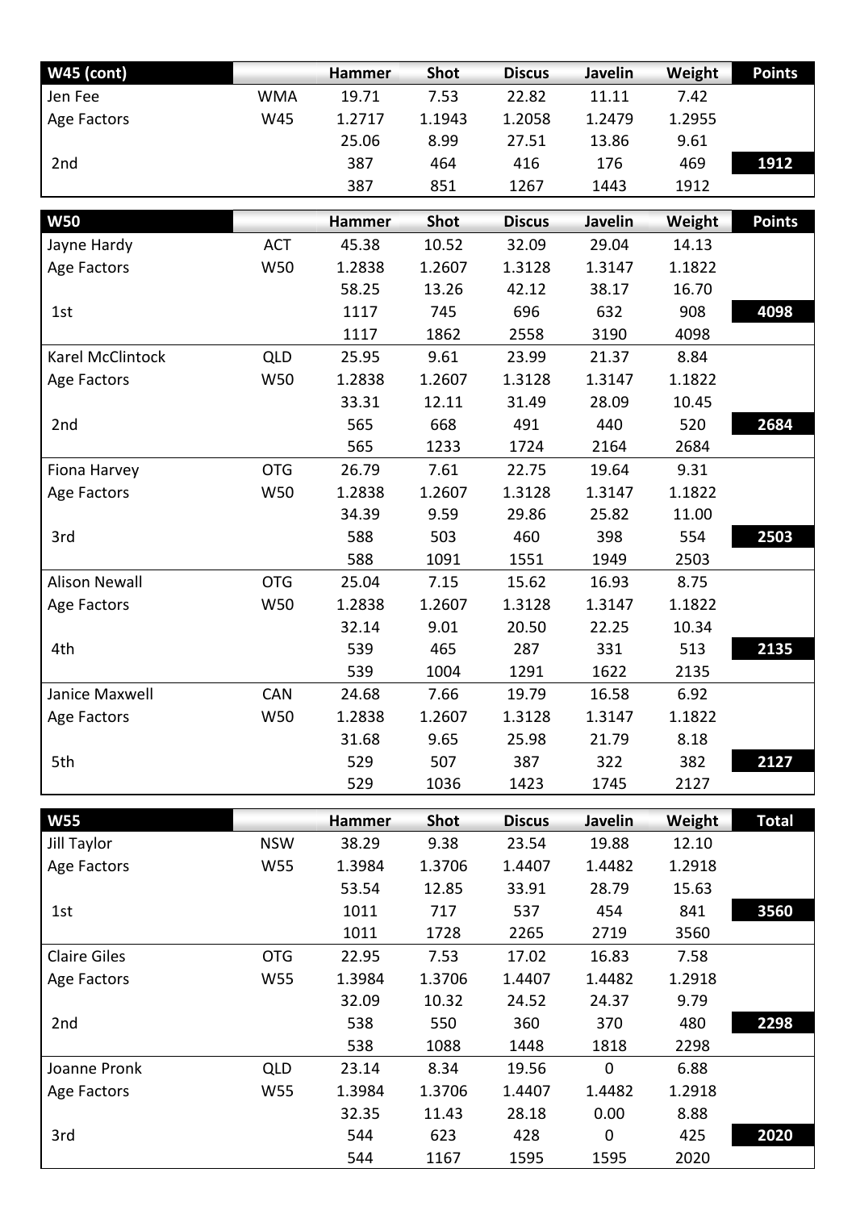| W45 (cont) | | Hammer | Shot | Discus | Javelin | Weight | Points |
|---|---|---|---|---|---|---|---|
| Jen Fee | WMA | 19.71 | 7.53 | 22.82 | 11.11 | 7.42 | |
| Age Factors | W45 | 1.2717 | 1.1943 | 1.2058 | 1.2479 | 1.2955 | |
| | | 25.06 | 8.99 | 27.51 | 13.86 | 9.61 | |
| 2nd | | 387 | 464 | 416 | 176 | 469 | **1912** |
| | | 387 | 851 | 1267 | 1443 | 1912 | |

| W50 | | Hammer | Shot | Discus | Javelin | Weight | Points |
|---|---|---|---|---|---|---|---|
| Jayne Hardy | ACT | 45.38 | 10.52 | 32.09 | 29.04 | 14.13 | |
| Age Factors | W50 | 1.2838 | 1.2607 | 1.3128 | 1.3147 | 1.1822 | |
| | | 58.25 | 13.26 | 42.12 | 38.17 | 16.70 | |
| 1st | | 1117 | 745 | 696 | 632 | 908 | **4098** |
| | | 1117 | 1862 | 2558 | 3190 | 4098 | |
| Karel McClintock | QLD | 25.95 | 9.61 | 23.99 | 21.37 | 8.84 | |
| Age Factors | W50 | 1.2838 | 1.2607 | 1.3128 | 1.3147 | 1.1822 | |
| | | 33.31 | 12.11 | 31.49 | 28.09 | 10.45 | |
| 2nd | | 565 | 668 | 491 | 440 | 520 | **2684** |
| | | 565 | 1233 | 1724 | 2164 | 2684 | |
| Fiona Harvey | OTG | 26.79 | 7.61 | 22.75 | 19.64 | 9.31 | |
| Age Factors | W50 | 1.2838 | 1.2607 | 1.3128 | 1.3147 | 1.1822 | |
| | | 34.39 | 9.59 | 29.86 | 25.82 | 11.00 | |
| 3rd | | 588 | 503 | 460 | 398 | 554 | **2503** |
| | | 588 | 1091 | 1551 | 1949 | 2503 | |
| Alison Newall | OTG | 25.04 | 7.15 | 15.62 | 16.93 | 8.75 | |
| Age Factors | W50 | 1.2838 | 1.2607 | 1.3128 | 1.3147 | 1.1822 | |
| | | 32.14 | 9.01 | 20.50 | 22.25 | 10.34 | |
| 4th | | 539 | 465 | 287 | 331 | 513 | **2135** |
| | | 539 | 1004 | 1291 | 1622 | 2135 | |
| Janice Maxwell | CAN | 24.68 | 7.66 | 19.79 | 16.58 | 6.92 | |
| Age Factors | W50 | 1.2838 | 1.2607 | 1.3128 | 1.3147 | 1.1822 | |
| | | 31.68 | 9.65 | 25.98 | 21.79 | 8.18 | |
| 5th | | 529 | 507 | 387 | 322 | 382 | **2127** |
| | | 529 | 1036 | 1423 | 1745 | 2127 | |

| W55 | | Hammer | Shot | Discus | Javelin | Weight | Total |
|---|---|---|---|---|---|---|---|
| Jill Taylor | NSW | 38.29 | 9.38 | 23.54 | 19.88 | 12.10 | |
| Age Factors | W55 | 1.3984 | 1.3706 | 1.4407 | 1.4482 | 1.2918 | |
| | | 53.54 | 12.85 | 33.91 | 28.79 | 15.63 | |
| 1st | | 1011 | 717 | 537 | 454 | 841 | **3560** |
| | | 1011 | 1728 | 2265 | 2719 | 3560 | |
| Claire Giles | OTG | 22.95 | 7.53 | 17.02 | 16.83 | 7.58 | |
| Age Factors | W55 | 1.3984 | 1.3706 | 1.4407 | 1.4482 | 1.2918 | |
| | | 32.09 | 10.32 | 24.52 | 24.37 | 9.79 | |
| 2nd | | 538 | 550 | 360 | 370 | 480 | **2298** |
| | | 538 | 1088 | 1448 | 1818 | 2298 | |
| Joanne Pronk | QLD | 23.14 | 8.34 | 19.56 | 0 | 6.88 | |
| Age Factors | W55 | 1.3984 | 1.3706 | 1.4407 | 1.4482 | 1.2918 | |
| | | 32.35 | 11.43 | 28.18 | 0.00 | 8.88 | |
| 3rd | | 544 | 623 | 428 | 0 | 425 | **2020** |
| | | 544 | 1167 | 1595 | 1595 | 2020 | |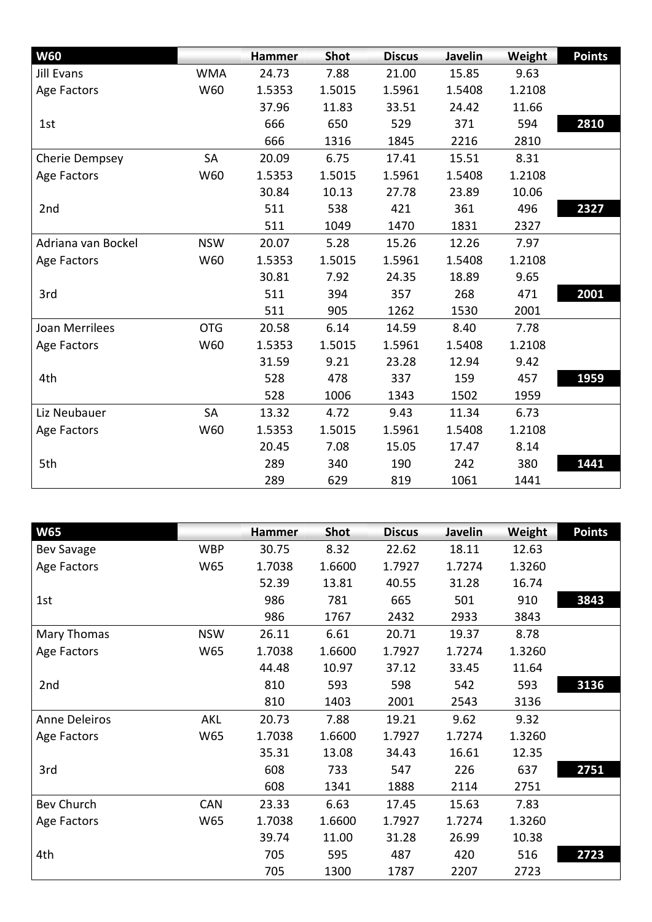| W60 | | Hammer | Shot | Discus | Javelin | Weight | Points |
|---|---|---|---|---|---|---|---|
| Jill Evans | WMA | 24.73 | 7.88 | 21.00 | 15.85 | 9.63 | |
| Age Factors | W60 | 1.5353 | 1.5015 | 1.5961 | 1.5408 | 1.2108 | |
| | | 37.96 | 11.83 | 33.51 | 24.42 | 11.66 | |
| 1st | | 666 | 650 | 529 | 371 | 594 | **2810** |
| | | 666 | 1316 | 1845 | 2216 | 2810 | |
| Cherie Dempsey | SA | 20.09 | 6.75 | 17.41 | 15.51 | 8.31 | |
| Age Factors | W60 | 1.5353 | 1.5015 | 1.5961 | 1.5408 | 1.2108 | |
| | | 30.84 | 10.13 | 27.78 | 23.89 | 10.06 | |
| 2nd | | 511 | 538 | 421 | 361 | 496 | **2327** |
| | | 511 | 1049 | 1470 | 1831 | 2327 | |
| Adriana van Bockel | NSW | 20.07 | 5.28 | 15.26 | 12.26 | 7.97 | |
| Age Factors | W60 | 1.5353 | 1.5015 | 1.5961 | 1.5408 | 1.2108 | |
| | | 30.81 | 7.92 | 24.35 | 18.89 | 9.65 | |
| 3rd | | 511 | 394 | 357 | 268 | 471 | **2001** |
| | | 511 | 905 | 1262 | 1530 | 2001 | |
| Joan Merrilees | OTG | 20.58 | 6.14 | 14.59 | 8.40 | 7.78 | |
| Age Factors | W60 | 1.5353 | 1.5015 | 1.5961 | 1.5408 | 1.2108 | |
| | | 31.59 | 9.21 | 23.28 | 12.94 | 9.42 | |
| 4th | | 528 | 478 | 337 | 159 | 457 | **1959** |
| | | 528 | 1006 | 1343 | 1502 | 1959 | |
| Liz Neubauer | SA | 13.32 | 4.72 | 9.43 | 11.34 | 6.73 | |
| Age Factors | W60 | 1.5353 | 1.5015 | 1.5961 | 1.5408 | 1.2108 | |
| | | 20.45 | 7.08 | 15.05 | 17.47 | 8.14 | |
| 5th | | 289 | 340 | 190 | 242 | 380 | **1441** |
| | | 289 | 629 | 819 | 1061 | 1441 | |

| W65 | | Hammer | Shot | Discus | Javelin | Weight | Points |
|---|---|---|---|---|---|---|---|
| Bev Savage | WBP | 30.75 | 8.32 | 22.62 | 18.11 | 12.63 | |
| Age Factors | W65 | 1.7038 | 1.6600 | 1.7927 | 1.7274 | 1.3260 | |
| | | 52.39 | 13.81 | 40.55 | 31.28 | 16.74 | |
| 1st | | 986 | 781 | 665 | 501 | 910 | **3843** |
| | | 986 | 1767 | 2432 | 2933 | 3843 | |
| Mary Thomas | NSW | 26.11 | 6.61 | 20.71 | 19.37 | 8.78 | |
| Age Factors | W65 | 1.7038 | 1.6600 | 1.7927 | 1.7274 | 1.3260 | |
| | | 44.48 | 10.97 | 37.12 | 33.45 | 11.64 | |
| 2nd | | 810 | 593 | 598 | 542 | 593 | **3136** |
| | | 810 | 1403 | 2001 | 2543 | 3136 | |
| Anne Deleiros | AKL | 20.73 | 7.88 | 19.21 | 9.62 | 9.32 | |
| Age Factors | W65 | 1.7038 | 1.6600 | 1.7927 | 1.7274 | 1.3260 | |
| | | 35.31 | 13.08 | 34.43 | 16.61 | 12.35 | |
| 3rd | | 608 | 733 | 547 | 226 | 637 | **2751** |
| | | 608 | 1341 | 1888 | 2114 | 2751 | |
| Bev Church | CAN | 23.33 | 6.63 | 17.45 | 15.63 | 7.83 | |
| Age Factors | W65 | 1.7038 | 1.6600 | 1.7927 | 1.7274 | 1.3260 | |
| | | 39.74 | 11.00 | 31.28 | 26.99 | 10.38 | |
| 4th | | 705 | 595 | 487 | 420 | 516 | **2723** |
| | | 705 | 1300 | 1787 | 2207 | 2723 | |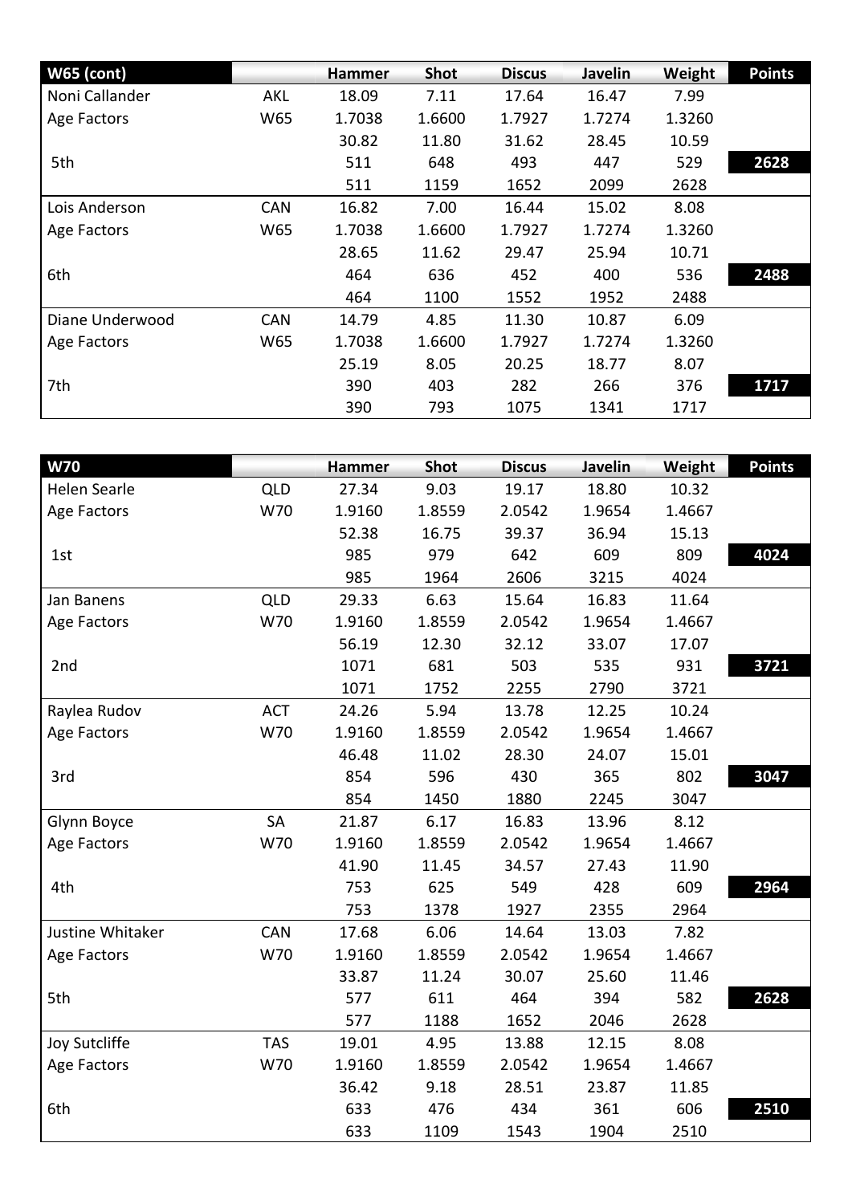| W65 (cont) | | Hammer | Shot | Discus | Javelin | Weight | Points |
|---|---|---|---|---|---|---|---|
| Noni Callander | AKL | 18.09 | 7.11 | 17.64 | 16.47 | 7.99 | |
| Age Factors | W65 | 1.7038 | 1.6600 | 1.7927 | 1.7274 | 1.3260 | |
| | | 30.82 | 11.80 | 31.62 | 28.45 | 10.59 | |
| 5th | | 511 | 648 | 493 | 447 | 529 | **2628** |
| | | 511 | 1159 | 1652 | 2099 | 2628 | |
| Lois Anderson | CAN | 16.82 | 7.00 | 16.44 | 15.02 | 8.08 | |
| Age Factors | W65 | 1.7038 | 1.6600 | 1.7927 | 1.7274 | 1.3260 | |
| | | 28.65 | 11.62 | 29.47 | 25.94 | 10.71 | |
| 6th | | 464 | 636 | 452 | 400 | 536 | **2488** |
| | | 464 | 1100 | 1552 | 1952 | 2488 | |
| Diane Underwood | CAN | 14.79 | 4.85 | 11.30 | 10.87 | 6.09 | |
| Age Factors | W65 | 1.7038 | 1.6600 | 1.7927 | 1.7274 | 1.3260 | |
| | | 25.19 | 8.05 | 20.25 | 18.77 | 8.07 | |
| 7th | | 390 | 403 | 282 | 266 | 376 | **1717** |
| | | 390 | 793 | 1075 | 1341 | 1717 | |

| W70 | | Hammer | Shot | Discus | Javelin | Weight | Points |
|---|---|---|---|---|---|---|---|
| Helen Searle | QLD | 27.34 | 9.03 | 19.17 | 18.80 | 10.32 | |
| Age Factors | W70 | 1.9160 | 1.8559 | 2.0542 | 1.9654 | 1.4667 | |
| | | 52.38 | 16.75 | 39.37 | 36.94 | 15.13 | |
| 1st | | 985 | 979 | 642 | 609 | 809 | **4024** |
| | | 985 | 1964 | 2606 | 3215 | 4024 | |
| Jan Banens | QLD | 29.33 | 6.63 | 15.64 | 16.83 | 11.64 | |
| Age Factors | W70 | 1.9160 | 1.8559 | 2.0542 | 1.9654 | 1.4667 | |
| | | 56.19 | 12.30 | 32.12 | 33.07 | 17.07 | |
| 2nd | | 1071 | 681 | 503 | 535 | 931 | **3721** |
| | | 1071 | 1752 | 2255 | 2790 | 3721 | |
| Raylea Rudov | ACT | 24.26 | 5.94 | 13.78 | 12.25 | 10.24 | |
| Age Factors | W70 | 1.9160 | 1.8559 | 2.0542 | 1.9654 | 1.4667 | |
| | | 46.48 | 11.02 | 28.30 | 24.07 | 15.01 | |
| 3rd | | 854 | 596 | 430 | 365 | 802 | **3047** |
| | | 854 | 1450 | 1880 | 2245 | 3047 | |
| Glynn Boyce | SA | 21.87 | 6.17 | 16.83 | 13.96 | 8.12 | |
| Age Factors | W70 | 1.9160 | 1.8559 | 2.0542 | 1.9654 | 1.4667 | |
| | | 41.90 | 11.45 | 34.57 | 27.43 | 11.90 | |
| 4th | | 753 | 625 | 549 | 428 | 609 | **2964** |
| | | 753 | 1378 | 1927 | 2355 | 2964 | |
| Justine Whitaker | CAN | 17.68 | 6.06 | 14.64 | 13.03 | 7.82 | |
| Age Factors | W70 | 1.9160 | 1.8559 | 2.0542 | 1.9654 | 1.4667 | |
| | | 33.87 | 11.24 | 30.07 | 25.60 | 11.46 | |
| 5th | | 577 | 611 | 464 | 394 | 582 | **2628** |
| | | 577 | 1188 | 1652 | 2046 | 2628 | |
| Joy Sutcliffe | TAS | 19.01 | 4.95 | 13.88 | 12.15 | 8.08 | |
| Age Factors | W70 | 1.9160 | 1.8559 | 2.0542 | 1.9654 | 1.4667 | |
| | | 36.42 | 9.18 | 28.51 | 23.87 | 11.85 | |
| 6th | | 633 | 476 | 434 | 361 | 606 | **2510** |
| | | 633 | 1109 | 1543 | 1904 | 2510 | |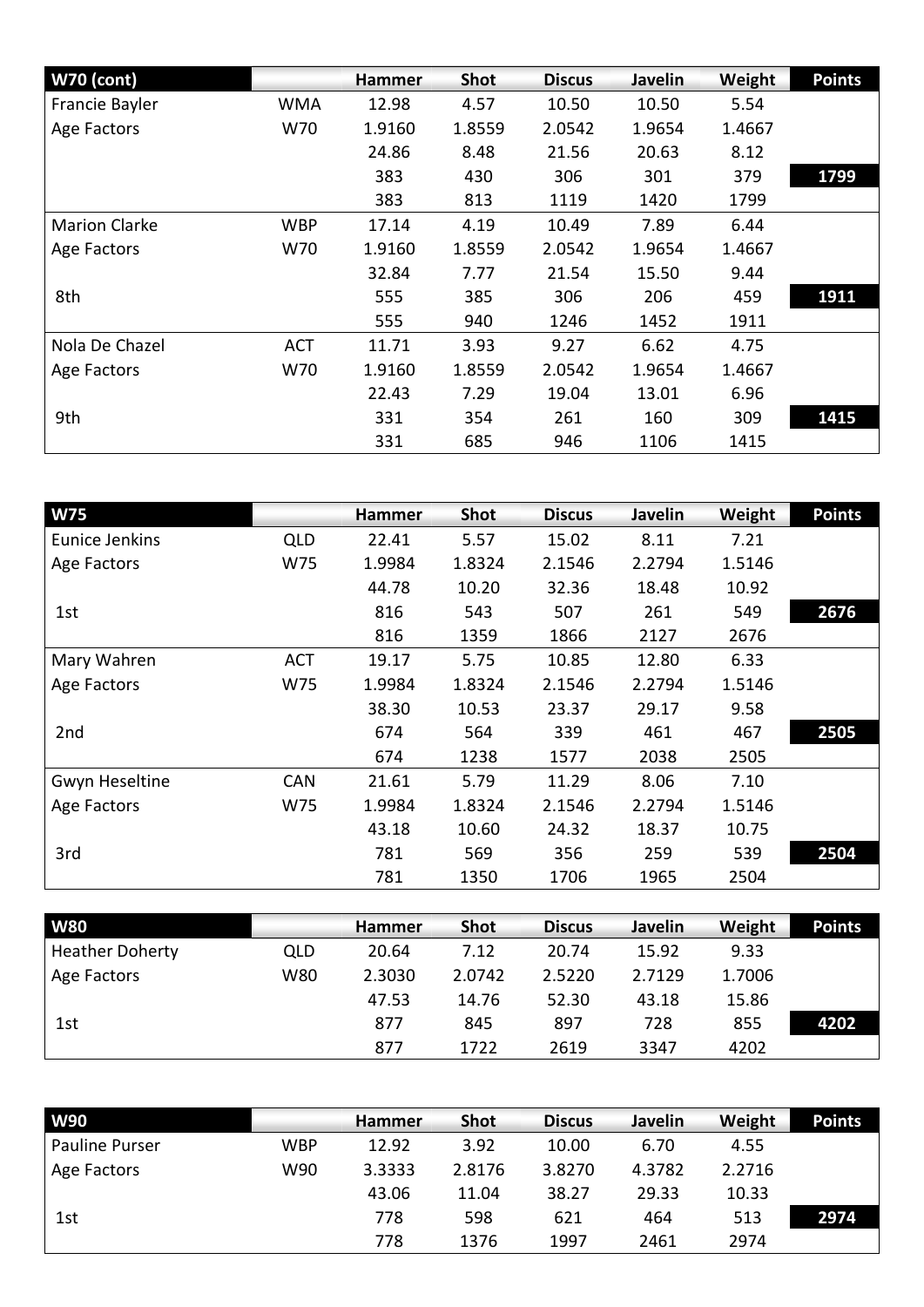| W70 (cont) | | Hammer | Shot | Discus | Javelin | Weight | Points |
|---|---|---|---|---|---|---|---|
| Francie Bayler | WMA | 12.98 | 4.57 | 10.50 | 10.50 | 5.54 | |
| Age Factors | W70 | 1.9160 | 1.8559 | 2.0542 | 1.9654 | 1.4667 | |
| | | 24.86 | 8.48 | 21.56 | 20.63 | 8.12 | |
| | | 383 | 430 | 306 | 301 | 379 | **1799** |
| | | 383 | 813 | 1119 | 1420 | 1799 | |
| Marion Clarke | WBP | 17.14 | 4.19 | 10.49 | 7.89 | 6.44 | |
| Age Factors | W70 | 1.9160 | 1.8559 | 2.0542 | 1.9654 | 1.4667 | |
| | | 32.84 | 7.77 | 21.54 | 15.50 | 9.44 | |
| 8th | | 555 | 385 | 306 | 206 | 459 | **1911** |
| | | 555 | 940 | 1246 | 1452 | 1911 | |
| Nola De Chazel | ACT | 11.71 | 3.93 | 9.27 | 6.62 | 4.75 | |
| Age Factors | W70 | 1.9160 | 1.8559 | 2.0542 | 1.9654 | 1.4667 | |
| | | 22.43 | 7.29 | 19.04 | 13.01 | 6.96 | |
| 9th | | 331 | 354 | 261 | 160 | 309 | **1415** |
| | | 331 | 685 | 946 | 1106 | 1415 | |

| W75 | | Hammer | Shot | Discus | Javelin | Weight | Points |
|---|---|---|---|---|---|---|---|
| Eunice Jenkins | QLD | 22.41 | 5.57 | 15.02 | 8.11 | 7.21 | |
| Age Factors | W75 | 1.9984 | 1.8324 | 2.1546 | 2.2794 | 1.5146 | |
| | | 44.78 | 10.20 | 32.36 | 18.48 | 10.92 | |
| 1st | | 816 | 543 | 507 | 261 | 549 | **2676** |
| | | 816 | 1359 | 1866 | 2127 | 2676 | |
| Mary Wahren | ACT | 19.17 | 5.75 | 10.85 | 12.80 | 6.33 | |
| Age Factors | W75 | 1.9984 | 1.8324 | 2.1546 | 2.2794 | 1.5146 | |
| | | 38.30 | 10.53 | 23.37 | 29.17 | 9.58 | |
| 2nd | | 674 | 564 | 339 | 461 | 467 | **2505** |
| | | 674 | 1238 | 1577 | 2038 | 2505 | |
| Gwyn Heseltine | CAN | 21.61 | 5.79 | 11.29 | 8.06 | 7.10 | |
| Age Factors | W75 | 1.9984 | 1.8324 | 2.1546 | 2.2794 | 1.5146 | |
| | | 43.18 | 10.60 | 24.32 | 18.37 | 10.75 | |
| 3rd | | 781 | 569 | 356 | 259 | 539 | **2504** |
| | | 781 | 1350 | 1706 | 1965 | 2504 | |

| W80 | | Hammer | Shot | Discus | Javelin | Weight | Points |
|---|---|---|---|---|---|---|---|
| Heather Doherty | QLD | 20.64 | 7.12 | 20.74 | 15.92 | 9.33 | |
| Age Factors | W80 | 2.3030 | 2.0742 | 2.5220 | 2.7129 | 1.7006 | |
| | | 47.53 | 14.76 | 52.30 | 43.18 | 15.86 | |
| 1st | | 877 | 845 | 897 | 728 | 855 | **4202** |
| | | 877 | 1722 | 2619 | 3347 | 4202 | |

| W90 | | Hammer | Shot | Discus | Javelin | Weight | Points |
|---|---|---|---|---|---|---|---|
| Pauline Purser | WBP | 12.92 | 3.92 | 10.00 | 6.70 | 4.55 | |
| Age Factors | W90 | 3.3333 | 2.8176 | 3.8270 | 4.3782 | 2.2716 | |
| | | 43.06 | 11.04 | 38.27 | 29.33 | 10.33 | |
| 1st | | 778 | 598 | 621 | 464 | 513 | **2974** |
| | | 778 | 1376 | 1997 | 2461 | 2974 | |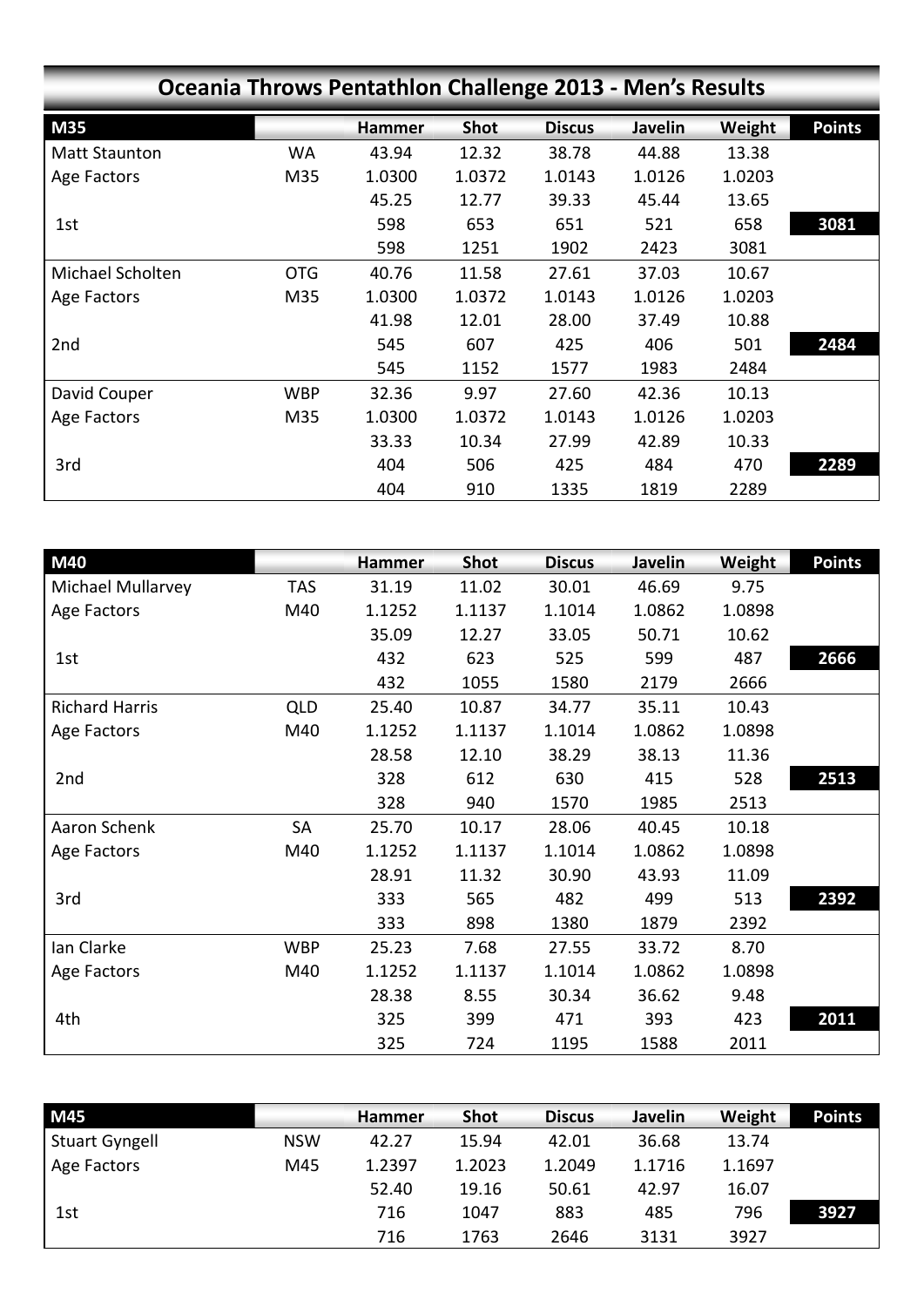# Oceania Throws Pentathlon Challenge 2013 - Men's Results

| M35 | | Hammer | Shot | Discus | Javelin | Weight | Points |
|---|---|---|---|---|---|---|---|
| Matt Staunton | WA | 43.94 | 12.32 | 38.78 | 44.88 | 13.38 | |
| Age Factors | M35 | 1.0300 | 1.0372 | 1.0143 | 1.0126 | 1.0203 | |
| | | 45.25 | 12.77 | 39.33 | 45.44 | 13.65 | |
| 1st | | 598 | 653 | 651 | 521 | 658 | **3081** |
| | | 598 | 1251 | 1902 | 2423 | 3081 | |
| Michael Scholten | OTG | 40.76 | 11.58 | 27.61 | 37.03 | 10.67 | |
| Age Factors | M35 | 1.0300 | 1.0372 | 1.0143 | 1.0126 | 1.0203 | |
| | | 41.98 | 12.01 | 28.00 | 37.49 | 10.88 | |
| 2nd | | 545 | 607 | 425 | 406 | 501 | **2484** |
| | | 545 | 1152 | 1577 | 1983 | 2484 | |
| David Couper | WBP | 32.36 | 9.97 | 27.60 | 42.36 | 10.13 | |
| Age Factors | M35 | 1.0300 | 1.0372 | 1.0143 | 1.0126 | 1.0203 | |
| | | 33.33 | 10.34 | 27.99 | 42.89 | 10.33 | |
| 3rd | | 404 | 506 | 425 | 484 | 470 | **2289** |
| | | 404 | 910 | 1335 | 1819 | 2289 | |

| M40 | | Hammer | Shot | Discus | Javelin | Weight | Points |
|---|---|---|---|---|---|---|---|
| Michael Mullarvey | TAS | 31.19 | 11.02 | 30.01 | 46.69 | 9.75 | |
| Age Factors | M40 | 1.1252 | 1.1137 | 1.1014 | 1.0862 | 1.0898 | |
| | | 35.09 | 12.27 | 33.05 | 50.71 | 10.62 | |
| 1st | | 432 | 623 | 525 | 599 | 487 | **2666** |
| | | 432 | 1055 | 1580 | 2179 | 2666 | |
| Richard Harris | QLD | 25.40 | 10.87 | 34.77 | 35.11 | 10.43 | |
| Age Factors | M40 | 1.1252 | 1.1137 | 1.1014 | 1.0862 | 1.0898 | |
| | | 28.58 | 12.10 | 38.29 | 38.13 | 11.36 | |
| 2nd | | 328 | 612 | 630 | 415 | 528 | **2513** |
| | | 328 | 940 | 1570 | 1985 | 2513 | |
| Aaron Schenk | SA | 25.70 | 10.17 | 28.06 | 40.45 | 10.18 | |
| Age Factors | M40 | 1.1252 | 1.1137 | 1.1014 | 1.0862 | 1.0898 | |
| | | 28.91 | 11.32 | 30.90 | 43.93 | 11.09 | |
| 3rd | | 333 | 565 | 482 | 499 | 513 | **2392** |
| | | 333 | 898 | 1380 | 1879 | 2392 | |
| Ian Clarke | WBP | 25.23 | 7.68 | 27.55 | 33.72 | 8.70 | |
| Age Factors | M40 | 1.1252 | 1.1137 | 1.1014 | 1.0862 | 1.0898 | |
| | | 28.38 | 8.55 | 30.34 | 36.62 | 9.48 | |
| 4th | | 325 | 399 | 471 | 393 | 423 | **2011** |
| | | 325 | 724 | 1195 | 1588 | 2011 | |

| M45 | | Hammer | Shot | Discus | Javelin | Weight | Points |
|---|---|---|---|---|---|---|---|
| Stuart Gyngell | NSW | 42.27 | 15.94 | 42.01 | 36.68 | 13.74 | |
| Age Factors | M45 | 1.2397 | 1.2023 | 1.2049 | 1.1716 | 1.1697 | |
| | | 52.40 | 19.16 | 50.61 | 42.97 | 16.07 | |
| 1st | | 716 | 1047 | 883 | 485 | 796 | **3927** |
| | | 716 | 1763 | 2646 | 3131 | 3927 | |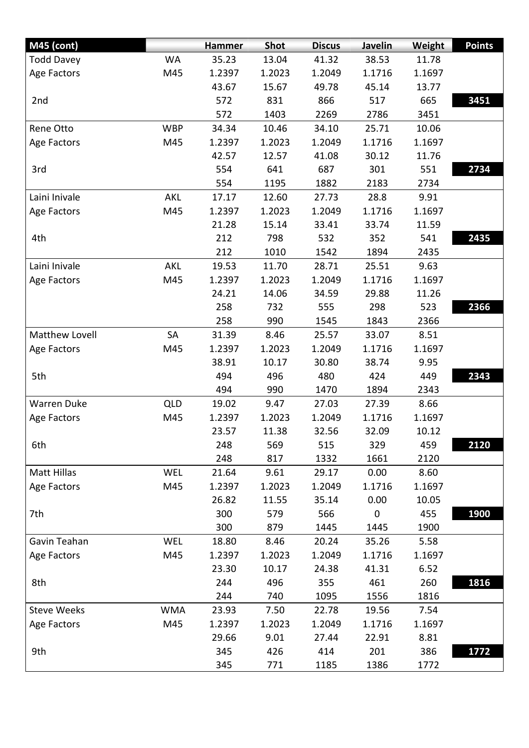| M45 (cont) | | Hammer | Shot | Discus | Javelin | Weight | Points |
|---|---|---|---|---|---|---|---|
| Todd Davey | WA | 35.23 | 13.04 | 41.32 | 38.53 | 11.78 | |
| Age Factors | M45 | 1.2397 | 1.2023 | 1.2049 | 1.1716 | 1.1697 | |
| | | 43.67 | 15.67 | 49.78 | 45.14 | 13.77 | |
| 2nd | | 572 | 831 | 866 | 517 | 665 | **3451** |
| | | 572 | 1403 | 2269 | 2786 | 3451 | |
| Rene Otto | WBP | 34.34 | 10.46 | 34.10 | 25.71 | 10.06 | |
| Age Factors | M45 | 1.2397 | 1.2023 | 1.2049 | 1.1716 | 1.1697 | |
| | | 42.57 | 12.57 | 41.08 | 30.12 | 11.76 | |
| 3rd | | 554 | 641 | 687 | 301 | 551 | **2734** |
| | | 554 | 1195 | 1882 | 2183 | 2734 | |
| Laini Inivale | AKL | 17.17 | 12.60 | 27.73 | 28.8 | 9.91 | |
| Age Factors | M45 | 1.2397 | 1.2023 | 1.2049 | 1.1716 | 1.1697 | |
| | | 21.28 | 15.14 | 33.41 | 33.74 | 11.59 | |
| 4th | | 212 | 798 | 532 | 352 | 541 | **2435** |
| | | 212 | 1010 | 1542 | 1894 | 2435 | |
| Laini Inivale | AKL | 19.53 | 11.70 | 28.71 | 25.51 | 9.63 | |
| Age Factors | M45 | 1.2397 | 1.2023 | 1.2049 | 1.1716 | 1.1697 | |
| | | 24.21 | 14.06 | 34.59 | 29.88 | 11.26 | |
| | | 258 | 732 | 555 | 298 | 523 | **2366** |
| | | 258 | 990 | 1545 | 1843 | 2366 | |
| Matthew Lovell | SA | 31.39 | 8.46 | 25.57 | 33.07 | 8.51 | |
| Age Factors | M45 | 1.2397 | 1.2023 | 1.2049 | 1.1716 | 1.1697 | |
| | | 38.91 | 10.17 | 30.80 | 38.74 | 9.95 | |
| 5th | | 494 | 496 | 480 | 424 | 449 | **2343** |
| | | 494 | 990 | 1470 | 1894 | 2343 | |
| Warren Duke | QLD | 19.02 | 9.47 | 27.03 | 27.39 | 8.66 | |
| Age Factors | M45 | 1.2397 | 1.2023 | 1.2049 | 1.1716 | 1.1697 | |
| | | 23.57 | 11.38 | 32.56 | 32.09 | 10.12 | |
| 6th | | 248 | 569 | 515 | 329 | 459 | **2120** |
| | | 248 | 817 | 1332 | 1661 | 2120 | |
| Matt Hillas | WEL | 21.64 | 9.61 | 29.17 | 0.00 | 8.60 | |
| Age Factors | M45 | 1.2397 | 1.2023 | 1.2049 | 1.1716 | 1.1697 | |
| | | 26.82 | 11.55 | 35.14 | 0.00 | 10.05 | |
| 7th | | 300 | 579 | 566 | 0 | 455 | **1900** |
| | | 300 | 879 | 1445 | 1445 | 1900 | |
| Gavin Teahan | WEL | 18.80 | 8.46 | 20.24 | 35.26 | 5.58 | |
| Age Factors | M45 | 1.2397 | 1.2023 | 1.2049 | 1.1716 | 1.1697 | |
| | | 23.30 | 10.17 | 24.38 | 41.31 | 6.52 | |
| 8th | | 244 | 496 | 355 | 461 | 260 | **1816** |
| | | 244 | 740 | 1095 | 1556 | 1816 | |
| Steve Weeks | WMA | 23.93 | 7.50 | 22.78 | 19.56 | 7.54 | |
| Age Factors | M45 | 1.2397 | 1.2023 | 1.2049 | 1.1716 | 1.1697 | |
| | | 29.66 | 9.01 | 27.44 | 22.91 | 8.81 | |
| 9th | | 345 | 426 | 414 | 201 | 386 | **1772** |
| | | 345 | 771 | 1185 | 1386 | 1772 | |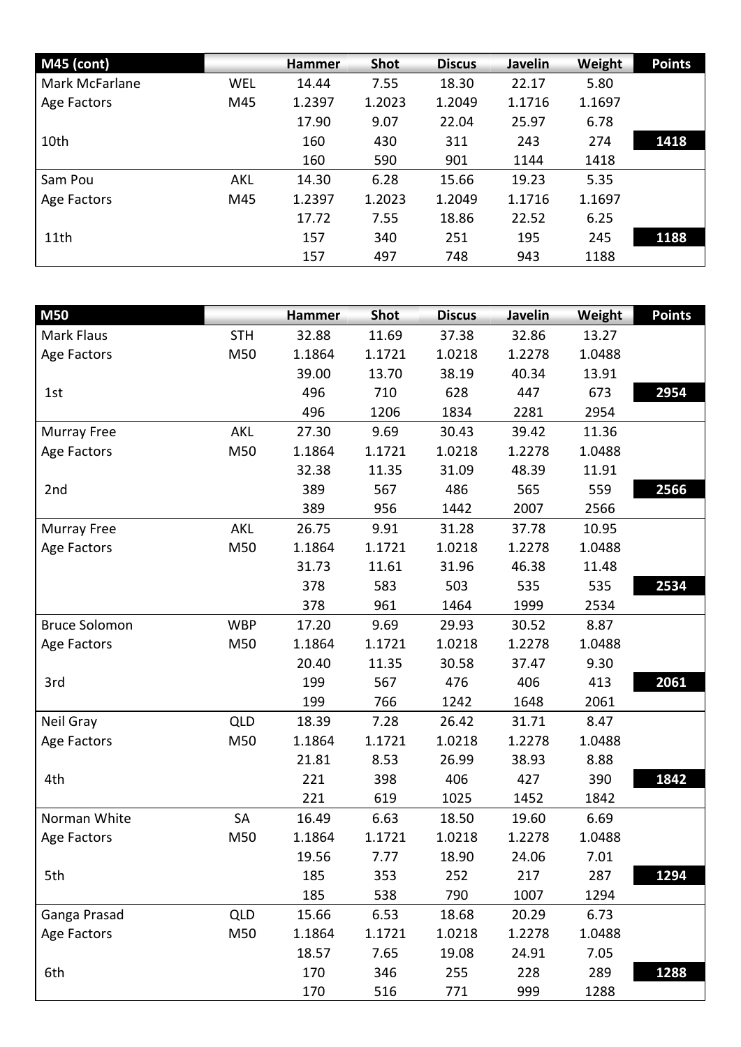| M45 (cont) | | Hammer | Shot | Discus | Javelin | Weight | Points |
|---|---|---|---|---|---|---|---|
| Mark McFarlane | WEL | 14.44 | 7.55 | 18.30 | 22.17 | 5.80 | |
| Age Factors | M45 | 1.2397 | 1.2023 | 1.2049 | 1.1716 | 1.1697 | |
| | | 17.90 | 9.07 | 22.04 | 25.97 | 6.78 | |
| 10th | | 160 | 430 | 311 | 243 | 274 | **1418** |
| | | 160 | 590 | 901 | 1144 | 1418 | |
| Sam Pou | AKL | 14.30 | 6.28 | 15.66 | 19.23 | 5.35 | |
| Age Factors | M45 | 1.2397 | 1.2023 | 1.2049 | 1.1716 | 1.1697 | |
| | | 17.72 | 7.55 | 18.86 | 22.52 | 6.25 | |
| 11th | | 157 | 340 | 251 | 195 | 245 | **1188** |
| | | 157 | 497 | 748 | 943 | 1188 | |

| M50 | | Hammer | Shot | Discus | Javelin | Weight | Points |
|---|---|---|---|---|---|---|---|
| Mark Flaus | STH | 32.88 | 11.69 | 37.38 | 32.86 | 13.27 | |
| Age Factors | M50 | 1.1864 | 1.1721 | 1.0218 | 1.2278 | 1.0488 | |
| | | 39.00 | 13.70 | 38.19 | 40.34 | 13.91 | |
| 1st | | 496 | 710 | 628 | 447 | 673 | **2954** |
| | | 496 | 1206 | 1834 | 2281 | 2954 | |
| Murray Free | AKL | 27.30 | 9.69 | 30.43 | 39.42 | 11.36 | |
| Age Factors | M50 | 1.1864 | 1.1721 | 1.0218 | 1.2278 | 1.0488 | |
| | | 32.38 | 11.35 | 31.09 | 48.39 | 11.91 | |
| 2nd | | 389 | 567 | 486 | 565 | 559 | **2566** |
| | | 389 | 956 | 1442 | 2007 | 2566 | |
| Murray Free | AKL | 26.75 | 9.91 | 31.28 | 37.78 | 10.95 | |
| Age Factors | M50 | 1.1864 | 1.1721 | 1.0218 | 1.2278 | 1.0488 | |
| | | 31.73 | 11.61 | 31.96 | 46.38 | 11.48 | |
| | | 378 | 583 | 503 | 535 | 535 | **2534** |
| | | 378 | 961 | 1464 | 1999 | 2534 | |
| Bruce Solomon | WBP | 17.20 | 9.69 | 29.93 | 30.52 | 8.87 | |
| Age Factors | M50 | 1.1864 | 1.1721 | 1.0218 | 1.2278 | 1.0488 | |
| | | 20.40 | 11.35 | 30.58 | 37.47 | 9.30 | |
| 3rd | | 199 | 567 | 476 | 406 | 413 | **2061** |
| | | 199 | 766 | 1242 | 1648 | 2061 | |
| Neil Gray | QLD | 18.39 | 7.28 | 26.42 | 31.71 | 8.47 | |
| Age Factors | M50 | 1.1864 | 1.1721 | 1.0218 | 1.2278 | 1.0488 | |
| | | 21.81 | 8.53 | 26.99 | 38.93 | 8.88 | |
| 4th | | 221 | 398 | 406 | 427 | 390 | **1842** |
| | | 221 | 619 | 1025 | 1452 | 1842 | |
| Norman White | SA | 16.49 | 6.63 | 18.50 | 19.60 | 6.69 | |
| Age Factors | M50 | 1.1864 | 1.1721 | 1.0218 | 1.2278 | 1.0488 | |
| | | 19.56 | 7.77 | 18.90 | 24.06 | 7.01 | |
| 5th | | 185 | 353 | 252 | 217 | 287 | **1294** |
| | | 185 | 538 | 790 | 1007 | 1294 | |
| Ganga Prasad | QLD | 15.66 | 6.53 | 18.68 | 20.29 | 6.73 | |
| Age Factors | M50 | 1.1864 | 1.1721 | 1.0218 | 1.2278 | 1.0488 | |
| | | 18.57 | 7.65 | 19.08 | 24.91 | 7.05 | |
| 6th | | 170 | 346 | 255 | 228 | 289 | **1288** |
| | | 170 | 516 | 771 | 999 | 1288 | |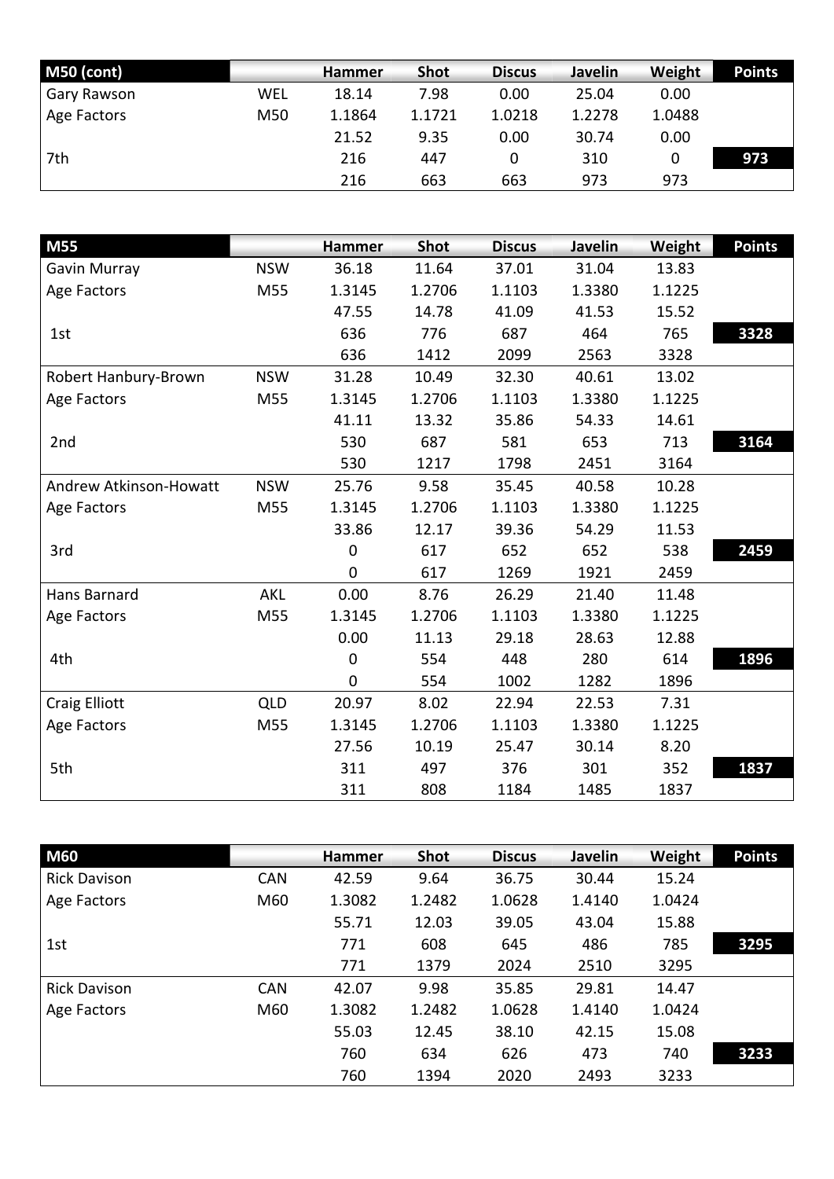| M50 (cont) | | Hammer | Shot | Discus | Javelin | Weight | Points |
|---|---|---|---|---|---|---|---|
| Gary Rawson | WEL | 18.14 | 7.98 | 0.00 | 25.04 | 0.00 | |
| Age Factors | M50 | 1.1864 | 1.1721 | 1.0218 | 1.2278 | 1.0488 | |
| | | 21.52 | 9.35 | 0.00 | 30.74 | 0.00 | |
| 7th | | 216 | 447 | 0 | 310 | 0 | **973** |
| | | 216 | 663 | 663 | 973 | 973 | |

| M55 | | Hammer | Shot | Discus | Javelin | Weight | Points |
|---|---|---|---|---|---|---|---|
| Gavin Murray | NSW | 36.18 | 11.64 | 37.01 | 31.04 | 13.83 | |
| Age Factors | M55 | 1.3145 | 1.2706 | 1.1103 | 1.3380 | 1.1225 | |
| | | 47.55 | 14.78 | 41.09 | 41.53 | 15.52 | |
| 1st | | 636 | 776 | 687 | 464 | 765 | **3328** |
| | | 636 | 1412 | 2099 | 2563 | 3328 | |
| Robert Hanbury-Brown | NSW | 31.28 | 10.49 | 32.30 | 40.61 | 13.02 | |
| Age Factors | M55 | 1.3145 | 1.2706 | 1.1103 | 1.3380 | 1.1225 | |
| | | 41.11 | 13.32 | 35.86 | 54.33 | 14.61 | |
| 2nd | | 530 | 687 | 581 | 653 | 713 | **3164** |
| | | 530 | 1217 | 1798 | 2451 | 3164 | |
| Andrew Atkinson-Howatt | NSW | 25.76 | 9.58 | 35.45 | 40.58 | 10.28 | |
| Age Factors | M55 | 1.3145 | 1.2706 | 1.1103 | 1.3380 | 1.1225 | |
| | | 33.86 | 12.17 | 39.36 | 54.29 | 11.53 | |
| 3rd | | 0 | 617 | 652 | 652 | 538 | **2459** |
| | | 0 | 617 | 1269 | 1921 | 2459 | |
| Hans Barnard | AKL | 0.00 | 8.76 | 26.29 | 21.40 | 11.48 | |
| Age Factors | M55 | 1.3145 | 1.2706 | 1.1103 | 1.3380 | 1.1225 | |
| | | 0.00 | 11.13 | 29.18 | 28.63 | 12.88 | |
| 4th | | 0 | 554 | 448 | 280 | 614 | **1896** |
| | | 0 | 554 | 1002 | 1282 | 1896 | |
| Craig Elliott | QLD | 20.97 | 8.02 | 22.94 | 22.53 | 7.31 | |
| Age Factors | M55 | 1.3145 | 1.2706 | 1.1103 | 1.3380 | 1.1225 | |
| | | 27.56 | 10.19 | 25.47 | 30.14 | 8.20 | |
| 5th | | 311 | 497 | 376 | 301 | 352 | **1837** |
| | | 311 | 808 | 1184 | 1485 | 1837 | |

| M60 | | Hammer | Shot | Discus | Javelin | Weight | Points |
|---|---|---|---|---|---|---|---|
| Rick Davison | CAN | 42.59 | 9.64 | 36.75 | 30.44 | 15.24 | |
| Age Factors | M60 | 1.3082 | 1.2482 | 1.0628 | 1.4140 | 1.0424 | |
| | | 55.71 | 12.03 | 39.05 | 43.04 | 15.88 | |
| 1st | | 771 | 608 | 645 | 486 | 785 | **3295** |
| | | 771 | 1379 | 2024 | 2510 | 3295 | |
| Rick Davison | CAN | 42.07 | 9.98 | 35.85 | 29.81 | 14.47 | |
| Age Factors | M60 | 1.3082 | 1.2482 | 1.0628 | 1.4140 | 1.0424 | |
| | | 55.03 | 12.45 | 38.10 | 42.15 | 15.08 | |
| | | 760 | 634 | 626 | 473 | 740 | **3233** |
| | | 760 | 1394 | 2020 | 2493 | 3233 | |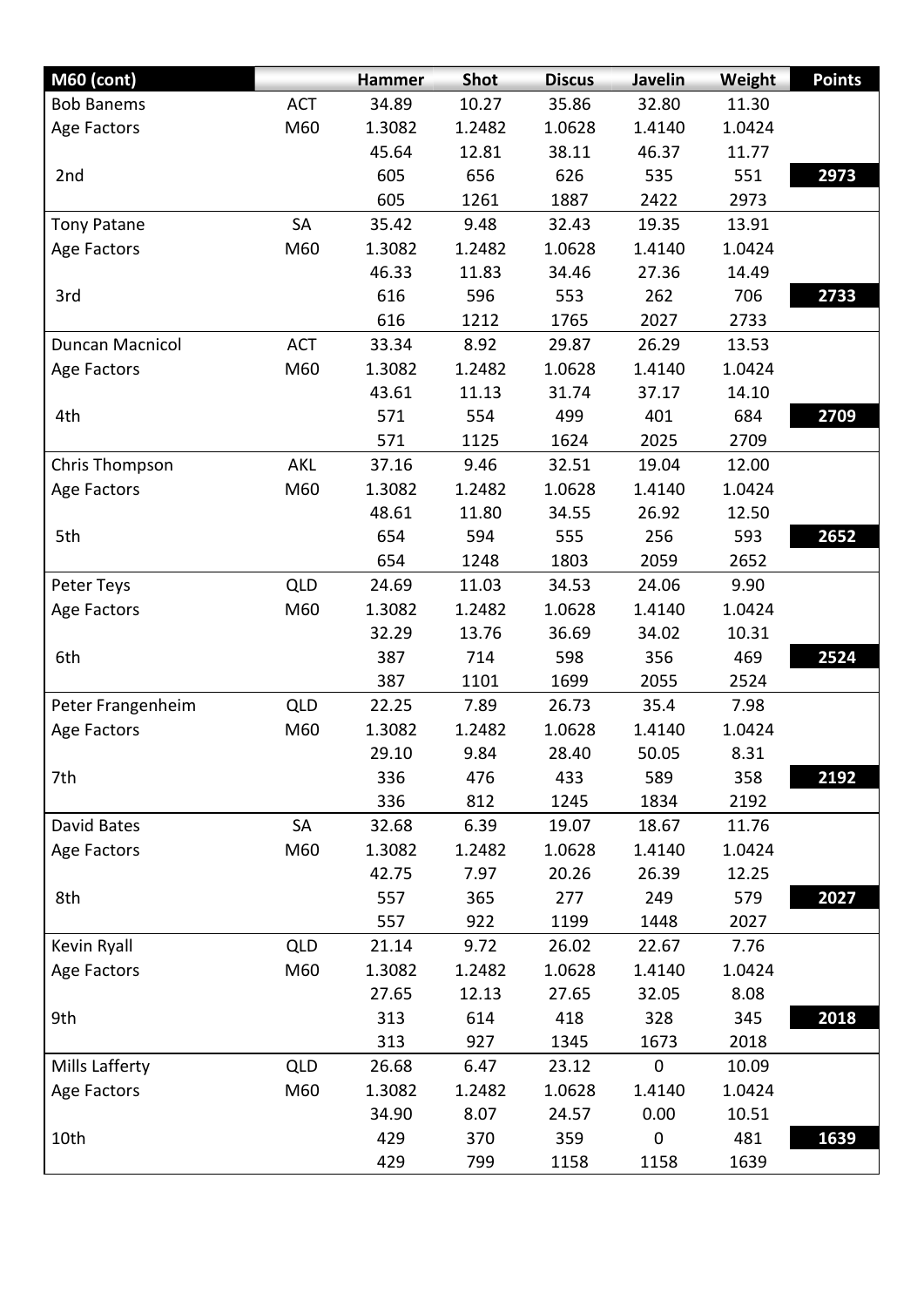| M60 (cont) | | Hammer | Shot | Discus | Javelin | Weight | Points |
|---|---|---|---|---|---|---|---|
| Bob Banems | ACT | 34.89 | 10.27 | 35.86 | 32.80 | 11.30 | |
| Age Factors | M60 | 1.3082 | 1.2482 | 1.0628 | 1.4140 | 1.0424 | |
| | | 45.64 | 12.81 | 38.11 | 46.37 | 11.77 | |
| 2nd | | 605 | 656 | 626 | 535 | 551 | **2973** |
| | | 605 | 1261 | 1887 | 2422 | 2973 | |
| Tony Patane | SA | 35.42 | 9.48 | 32.43 | 19.35 | 13.91 | |
| Age Factors | M60 | 1.3082 | 1.2482 | 1.0628 | 1.4140 | 1.0424 | |
| | | 46.33 | 11.83 | 34.46 | 27.36 | 14.49 | |
| 3rd | | 616 | 596 | 553 | 262 | 706 | **2733** |
| | | 616 | 1212 | 1765 | 2027 | 2733 | |
| Duncan Macnicol | ACT | 33.34 | 8.92 | 29.87 | 26.29 | 13.53 | |
| Age Factors | M60 | 1.3082 | 1.2482 | 1.0628 | 1.4140 | 1.0424 | |
| | | 43.61 | 11.13 | 31.74 | 37.17 | 14.10 | |
| 4th | | 571 | 554 | 499 | 401 | 684 | **2709** |
| | | 571 | 1125 | 1624 | 2025 | 2709 | |
| Chris Thompson | AKL | 37.16 | 9.46 | 32.51 | 19.04 | 12.00 | |
| Age Factors | M60 | 1.3082 | 1.2482 | 1.0628 | 1.4140 | 1.0424 | |
| | | 48.61 | 11.80 | 34.55 | 26.92 | 12.50 | |
| 5th | | 654 | 594 | 555 | 256 | 593 | **2652** |
| | | 654 | 1248 | 1803 | 2059 | 2652 | |
| Peter Teys | QLD | 24.69 | 11.03 | 34.53 | 24.06 | 9.90 | |
| Age Factors | M60 | 1.3082 | 1.2482 | 1.0628 | 1.4140 | 1.0424 | |
| | | 32.29 | 13.76 | 36.69 | 34.02 | 10.31 | |
| 6th | | 387 | 714 | 598 | 356 | 469 | **2524** |
| | | 387 | 1101 | 1699 | 2055 | 2524 | |
| Peter Frangenheim | QLD | 22.25 | 7.89 | 26.73 | 35.4 | 7.98 | |
| Age Factors | M60 | 1.3082 | 1.2482 | 1.0628 | 1.4140 | 1.0424 | |
| | | 29.10 | 9.84 | 28.40 | 50.05 | 8.31 | |
| 7th | | 336 | 476 | 433 | 589 | 358 | **2192** |
| | | 336 | 812 | 1245 | 1834 | 2192 | |
| David Bates | SA | 32.68 | 6.39 | 19.07 | 18.67 | 11.76 | |
| Age Factors | M60 | 1.3082 | 1.2482 | 1.0628 | 1.4140 | 1.0424 | |
| | | 42.75 | 7.97 | 20.26 | 26.39 | 12.25 | |
| 8th | | 557 | 365 | 277 | 249 | 579 | **2027** |
| | | 557 | 922 | 1199 | 1448 | 2027 | |
| Kevin Ryall | QLD | 21.14 | 9.72 | 26.02 | 22.67 | 7.76 | |
| Age Factors | M60 | 1.3082 | 1.2482 | 1.0628 | 1.4140 | 1.0424 | |
| | | 27.65 | 12.13 | 27.65 | 32.05 | 8.08 | |
| 9th | | 313 | 614 | 418 | 328 | 345 | **2018** |
| | | 313 | 927 | 1345 | 1673 | 2018 | |
| Mills Lafferty | QLD | 26.68 | 6.47 | 23.12 | 0 | 10.09 | |
| Age Factors | M60 | 1.3082 | 1.2482 | 1.0628 | 1.4140 | 1.0424 | |
| | | 34.90 | 8.07 | 24.57 | 0.00 | 10.51 | |
| 10th | | 429 | 370 | 359 | 0 | 481 | **1639** |
| | | 429 | 799 | 1158 | 1158 | 1639 | |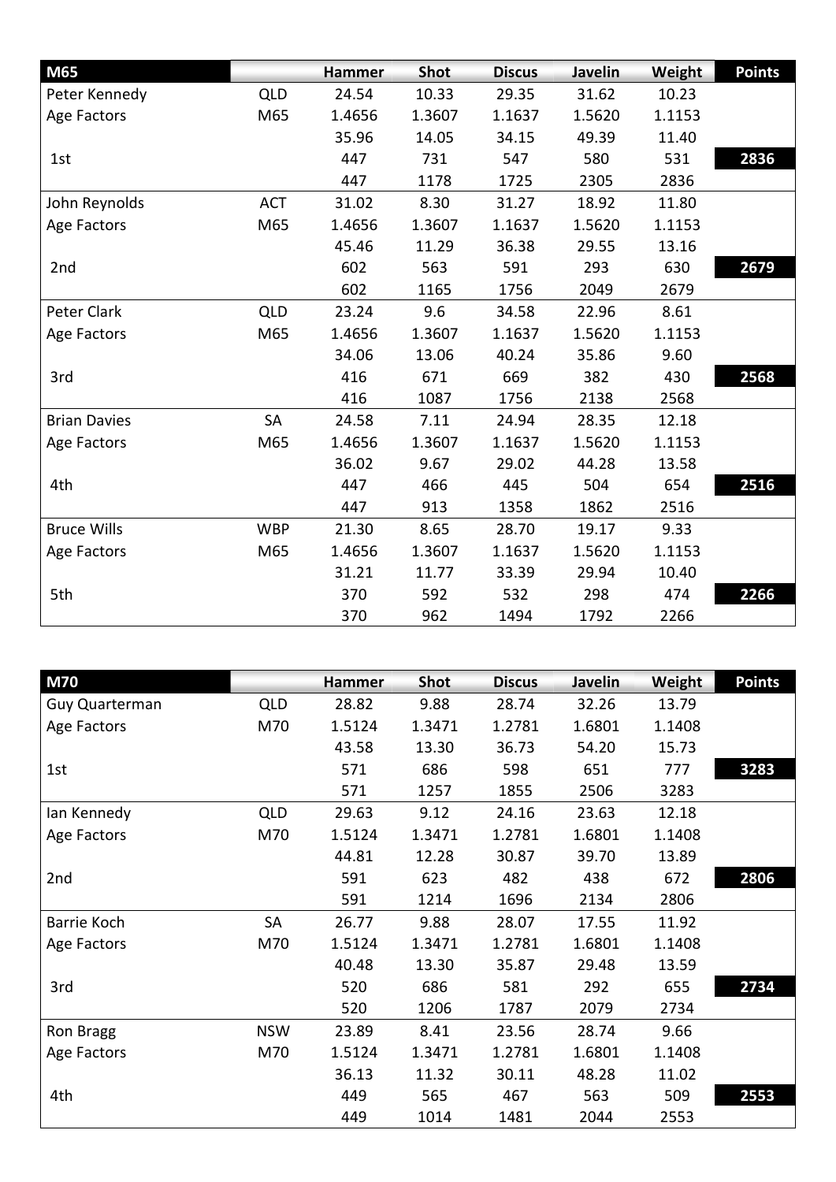| M65 | | Hammer | Shot | Discus | Javelin | Weight | Points |
|---|---|---|---|---|---|---|---|
| Peter Kennedy | QLD | 24.54 | 10.33 | 29.35 | 31.62 | 10.23 | |
| Age Factors | M65 | 1.4656 | 1.3607 | 1.1637 | 1.5620 | 1.1153 | |
| | | 35.96 | 14.05 | 34.15 | 49.39 | 11.40 | |
| 1st | | 447 | 731 | 547 | 580 | 531 | **2836** |
| | | 447 | 1178 | 1725 | 2305 | 2836 | |
| John Reynolds | ACT | 31.02 | 8.30 | 31.27 | 18.92 | 11.80 | |
| Age Factors | M65 | 1.4656 | 1.3607 | 1.1637 | 1.5620 | 1.1153 | |
| | | 45.46 | 11.29 | 36.38 | 29.55 | 13.16 | |
| 2nd | | 602 | 563 | 591 | 293 | 630 | **2679** |
| | | 602 | 1165 | 1756 | 2049 | 2679 | |
| Peter Clark | QLD | 23.24 | 9.6 | 34.58 | 22.96 | 8.61 | |
| Age Factors | M65 | 1.4656 | 1.3607 | 1.1637 | 1.5620 | 1.1153 | |
| | | 34.06 | 13.06 | 40.24 | 35.86 | 9.60 | |
| 3rd | | 416 | 671 | 669 | 382 | 430 | **2568** |
| | | 416 | 1087 | 1756 | 2138 | 2568 | |
| Brian Davies | SA | 24.58 | 7.11 | 24.94 | 28.35 | 12.18 | |
| Age Factors | M65 | 1.4656 | 1.3607 | 1.1637 | 1.5620 | 1.1153 | |
| | | 36.02 | 9.67 | 29.02 | 44.28 | 13.58 | |
| 4th | | 447 | 466 | 445 | 504 | 654 | **2516** |
| | | 447 | 913 | 1358 | 1862 | 2516 | |
| Bruce Wills | WBP | 21.30 | 8.65 | 28.70 | 19.17 | 9.33 | |
| Age Factors | M65 | 1.4656 | 1.3607 | 1.1637 | 1.5620 | 1.1153 | |
| | | 31.21 | 11.77 | 33.39 | 29.94 | 10.40 | |
| 5th | | 370 | 592 | 532 | 298 | 474 | **2266** |
| | | 370 | 962 | 1494 | 1792 | 2266 | |

| M70 | | Hammer | Shot | Discus | Javelin | Weight | Points |
|---|---|---|---|---|---|---|---|
| Guy Quarterman | QLD | 28.82 | 9.88 | 28.74 | 32.26 | 13.79 | |
| Age Factors | M70 | 1.5124 | 1.3471 | 1.2781 | 1.6801 | 1.1408 | |
| | | 43.58 | 13.30 | 36.73 | 54.20 | 15.73 | |
| 1st | | 571 | 686 | 598 | 651 | 777 | **3283** |
| | | 571 | 1257 | 1855 | 2506 | 3283 | |
| Ian Kennedy | QLD | 29.63 | 9.12 | 24.16 | 23.63 | 12.18 | |
| Age Factors | M70 | 1.5124 | 1.3471 | 1.2781 | 1.6801 | 1.1408 | |
| | | 44.81 | 12.28 | 30.87 | 39.70 | 13.89 | |
| 2nd | | 591 | 623 | 482 | 438 | 672 | **2806** |
| | | 591 | 1214 | 1696 | 2134 | 2806 | |
| Barrie Koch | SA | 26.77 | 9.88 | 28.07 | 17.55 | 11.92 | |
| Age Factors | M70 | 1.5124 | 1.3471 | 1.2781 | 1.6801 | 1.1408 | |
| | | 40.48 | 13.30 | 35.87 | 29.48 | 13.59 | |
| 3rd | | 520 | 686 | 581 | 292 | 655 | **2734** |
| | | 520 | 1206 | 1787 | 2079 | 2734 | |
| Ron Bragg | NSW | 23.89 | 8.41 | 23.56 | 28.74 | 9.66 | |
| Age Factors | M70 | 1.5124 | 1.3471 | 1.2781 | 1.6801 | 1.1408 | |
| | | 36.13 | 11.32 | 30.11 | 48.28 | 11.02 | |
| 4th | | 449 | 565 | 467 | 563 | 509 | **2553** |
| | | 449 | 1014 | 1481 | 2044 | 2553 | |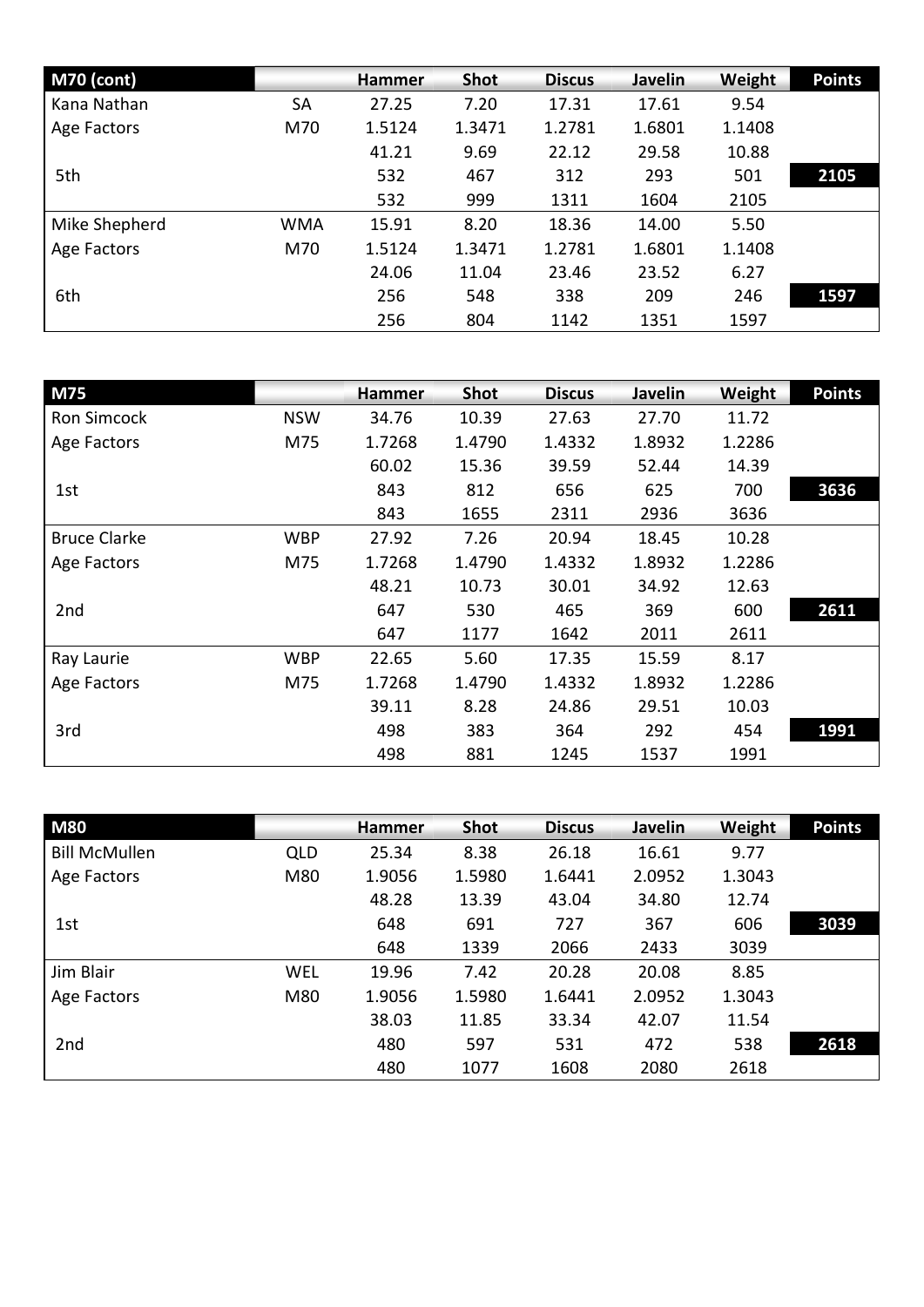| M70 (cont) | | Hammer | Shot | Discus | Javelin | Weight | Points |
|---|---|---|---|---|---|---|---|
| Kana Nathan | SA | 27.25 | 7.20 | 17.31 | 17.61 | 9.54 | |
| Age Factors | M70 | 1.5124 | 1.3471 | 1.2781 | 1.6801 | 1.1408 | |
| | | 41.21 | 9.69 | 22.12 | 29.58 | 10.88 | |
| 5th | | 532 | 467 | 312 | 293 | 501 | **2105** |
| | | 532 | 999 | 1311 | 1604 | 2105 | |
| Mike Shepherd | WMA | 15.91 | 8.20 | 18.36 | 14.00 | 5.50 | |
| Age Factors | M70 | 1.5124 | 1.3471 | 1.2781 | 1.6801 | 1.1408 | |
| | | 24.06 | 11.04 | 23.46 | 23.52 | 6.27 | |
| 6th | | 256 | 548 | 338 | 209 | 246 | **1597** |
| | | 256 | 804 | 1142 | 1351 | 1597 | |

| M75 | | Hammer | Shot | Discus | Javelin | Weight | Points |
|---|---|---|---|---|---|---|---|
| Ron Simcock | NSW | 34.76 | 10.39 | 27.63 | 27.70 | 11.72 | |
| Age Factors | M75 | 1.7268 | 1.4790 | 1.4332 | 1.8932 | 1.2286 | |
| | | 60.02 | 15.36 | 39.59 | 52.44 | 14.39 | |
| 1st | | 843 | 812 | 656 | 625 | 700 | **3636** |
| | | 843 | 1655 | 2311 | 2936 | 3636 | |
| Bruce Clarke | WBP | 27.92 | 7.26 | 20.94 | 18.45 | 10.28 | |
| Age Factors | M75 | 1.7268 | 1.4790 | 1.4332 | 1.8932 | 1.2286 | |
| | | 48.21 | 10.73 | 30.01 | 34.92 | 12.63 | |
| 2nd | | 647 | 530 | 465 | 369 | 600 | **2611** |
| | | 647 | 1177 | 1642 | 2011 | 2611 | |
| Ray Laurie | WBP | 22.65 | 5.60 | 17.35 | 15.59 | 8.17 | |
| Age Factors | M75 | 1.7268 | 1.4790 | 1.4332 | 1.8932 | 1.2286 | |
| | | 39.11 | 8.28 | 24.86 | 29.51 | 10.03 | |
| 3rd | | 498 | 383 | 364 | 292 | 454 | **1991** |
| | | 498 | 881 | 1245 | 1537 | 1991 | |

| M80 | | Hammer | Shot | Discus | Javelin | Weight | Points |
|---|---|---|---|---|---|---|---|
| Bill McMullen | QLD | 25.34 | 8.38 | 26.18 | 16.61 | 9.77 | |
| Age Factors | M80 | 1.9056 | 1.5980 | 1.6441 | 2.0952 | 1.3043 | |
| | | 48.28 | 13.39 | 43.04 | 34.80 | 12.74 | |
| 1st | | 648 | 691 | 727 | 367 | 606 | **3039** |
| | | 648 | 1339 | 2066 | 2433 | 3039 | |
| Jim Blair | WEL | 19.96 | 7.42 | 20.28 | 20.08 | 8.85 | |
| Age Factors | M80 | 1.9056 | 1.5980 | 1.6441 | 2.0952 | 1.3043 | |
| | | 38.03 | 11.85 | 33.34 | 42.07 | 11.54 | |
| 2nd | | 480 | 597 | 531 | 472 | 538 | **2618** |
| | | 480 | 1077 | 1608 | 2080 | 2618 | |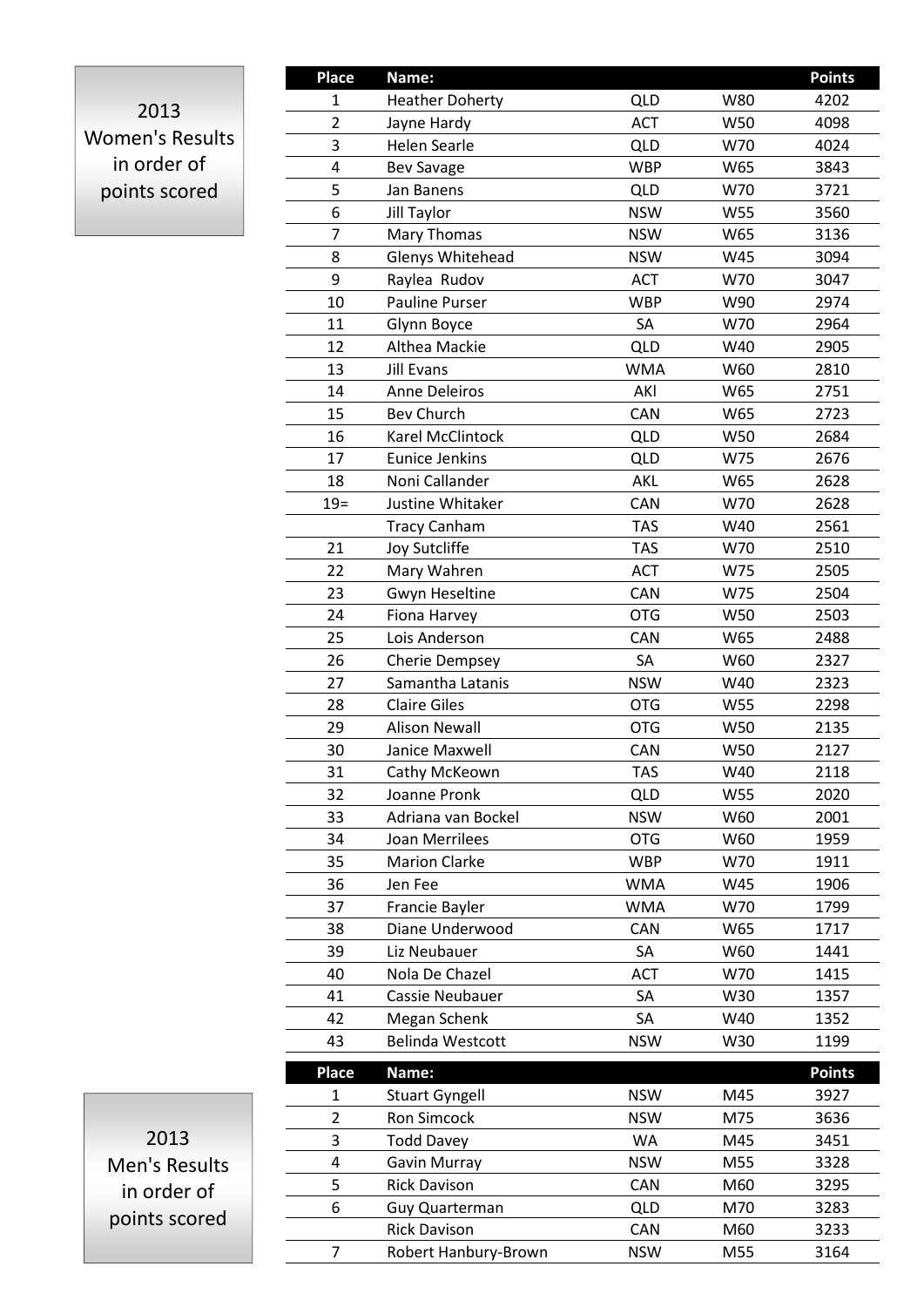## 2013 Women's Results in order of points scored

| Place | Name: | | | Points |
|---|---|---|---|---|
| 1 | Heather Doherty | QLD | W80 | 4202 |
| 2 | Jayne Hardy | ACT | W50 | 4098 |
| 3 | Helen Searle | QLD | W70 | 4024 |
| 4 | Bev Savage | WBP | W65 | 3843 |
| 5 | Jan Banens | QLD | W70 | 3721 |
| 6 | Jill Taylor | NSW | W55 | 3560 |
| 7 | Mary Thomas | NSW | W65 | 3136 |
| 8 | Glenys Whitehead | NSW | W45 | 3094 |
| 9 | Raylea Rudov | ACT | W70 | 3047 |
| 10 | Pauline Purser | WBP | W90 | 2974 |
| 11 | Glynn Boyce | SA | W70 | 2964 |
| 12 | Althea Mackie | QLD | W40 | 2905 |
| 13 | Jill Evans | WMA | W60 | 2810 |
| 14 | Anne Deleiros | AKl | W65 | 2751 |
| 15 | Bev Church | CAN | W65 | 2723 |
| 16 | Karel McClintock | QLD | W50 | 2684 |
| 17 | Eunice Jenkins | QLD | W75 | 2676 |
| 18 | Noni Callander | AKL | W65 | 2628 |
| 19= | Justine Whitaker | CAN | W70 | 2628 |
| | Tracy Canham | TAS | W40 | 2561 |
| 21 | Joy Sutcliffe | TAS | W70 | 2510 |
| 22 | Mary Wahren | ACT | W75 | 2505 |
| 23 | Gwyn Heseltine | CAN | W75 | 2504 |
| 24 | Fiona Harvey | OTG | W50 | 2503 |
| 25 | Lois Anderson | CAN | W65 | 2488 |
| 26 | Cherie Dempsey | SA | W60 | 2327 |
| 27 | Samantha Latanis | NSW | W40 | 2323 |
| 28 | Claire Giles | OTG | W55 | 2298 |
| 29 | Alison Newall | OTG | W50 | 2135 |
| 30 | Janice Maxwell | CAN | W50 | 2127 |
| 31 | Cathy McKeown | TAS | W40 | 2118 |
| 32 | Joanne Pronk | QLD | W55 | 2020 |
| 33 | Adriana van Bockel | NSW | W60 | 2001 |
| 34 | Joan Merrilees | OTG | W60 | 1959 |
| 35 | Marion Clarke | WBP | W70 | 1911 |
| 36 | Jen Fee | WMA | W45 | 1906 |
| 37 | Francie Bayler | WMA | W70 | 1799 |
| 38 | Diane Underwood | CAN | W65 | 1717 |
| 39 | Liz Neubauer | SA | W60 | 1441 |
| 40 | Nola De Chazel | ACT | W70 | 1415 |
| 41 | Cassie Neubauer | SA | W30 | 1357 |
| 42 | Megan Schenk | SA | W40 | 1352 |
| 43 | Belinda Westcott | NSW | W30 | 1199 |

## 2013 Men's Results in order of points scored

| Place | Name: | | | Points |
|---|---|---|---|---|
| 1 | Stuart Gyngell | NSW | M45 | 3927 |
| 2 | Ron Simcock | NSW | M75 | 3636 |
| 3 | Todd Davey | WA | M45 | 3451 |
| 4 | Gavin Murray | NSW | M55 | 3328 |
| 5 | Rick Davison | CAN | M60 | 3295 |
| 6 | Guy Quarterman | QLD | M70 | 3283 |
| | Rick Davison | CAN | M60 | 3233 |
| 7 | Robert Hanbury-Brown | NSW | M55 | 3164 |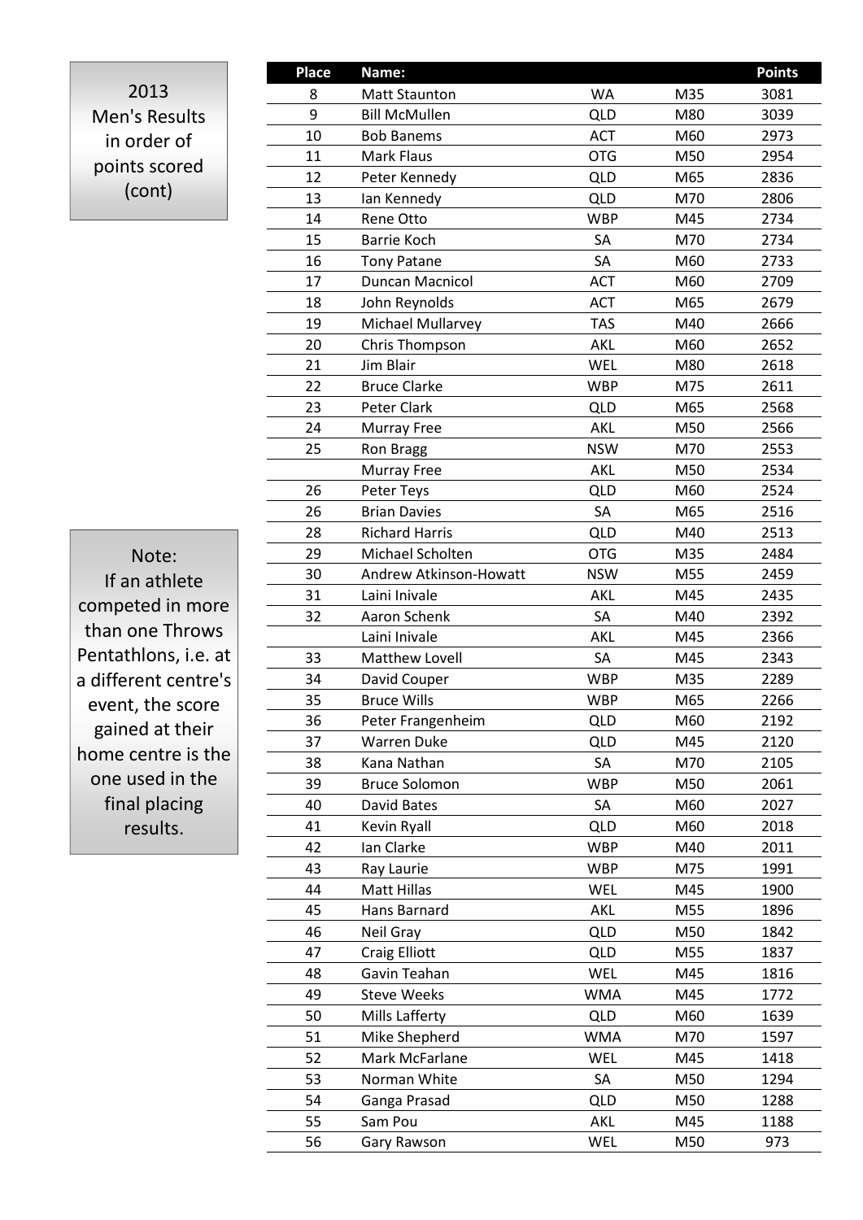2013 Men's Results in order of points scored (cont)

| Place | Name: | | | Points |
|---|---|---|---|---|
| 8 | Matt Staunton | WA | M35 | 3081 |
| 9 | Bill McMullen | QLD | M80 | 3039 |
| 10 | Bob Banems | ACT | M60 | 2973 |
| 11 | Mark Flaus | OTG | M50 | 2954 |
| 12 | Peter Kennedy | QLD | M65 | 2836 |
| 13 | Ian Kennedy | QLD | M70 | 2806 |
| 14 | Rene Otto | WBP | M45 | 2734 |
| 15 | Barrie Koch | SA | M70 | 2734 |
| 16 | Tony Patane | SA | M60 | 2733 |
| 17 | Duncan Macnicol | ACT | M60 | 2709 |
| 18 | John Reynolds | ACT | M65 | 2679 |
| 19 | Michael Mullarvey | TAS | M40 | 2666 |
| 20 | Chris Thompson | AKL | M60 | 2652 |
| 21 | Jim Blair | WEL | M80 | 2618 |
| 22 | Bruce Clarke | WBP | M75 | 2611 |
| 23 | Peter Clark | QLD | M65 | 2568 |
| 24 | Murray Free | AKL | M50 | 2566 |
| 25 | Ron Bragg | NSW | M70 | 2553 |
| | Murray Free | AKL | M50 | 2534 |
| 26 | Peter Teys | QLD | M60 | 2524 |
| 26 | Brian Davies | SA | M65 | 2516 |
| 28 | Richard Harris | QLD | M40 | 2513 |
| 29 | Michael Scholten | OTG | M35 | 2484 |
| 30 | Andrew Atkinson-Howatt | NSW | M55 | 2459 |
| 31 | Laini Inivale | AKL | M45 | 2435 |
| 32 | Aaron Schenk | SA | M40 | 2392 |
| | Laini Inivale | AKL | M45 | 2366 |
| 33 | Matthew Lovell | SA | M45 | 2343 |
| 34 | David Couper | WBP | M35 | 2289 |
| 35 | Bruce Wills | WBP | M65 | 2266 |
| 36 | Peter Frangenheim | QLD | M60 | 2192 |
| 37 | Warren Duke | QLD | M45 | 2120 |
| 38 | Kana Nathan | SA | M70 | 2105 |
| 39 | Bruce Solomon | WBP | M50 | 2061 |
| 40 | David Bates | SA | M60 | 2027 |
| 41 | Kevin Ryall | QLD | M60 | 2018 |
| 42 | Ian Clarke | WBP | M40 | 2011 |
| 43 | Ray Laurie | WBP | M75 | 1991 |
| 44 | Matt Hillas | WEL | M45 | 1900 |
| 45 | Hans Barnard | AKL | M55 | 1896 |
| 46 | Neil Gray | QLD | M50 | 1842 |
| 47 | Craig Elliott | QLD | M55 | 1837 |
| 48 | Gavin Teahan | WEL | M45 | 1816 |
| 49 | Steve Weeks | WMA | M45 | 1772 |
| 50 | Mills Lafferty | QLD | M60 | 1639 |
| 51 | Mike Shepherd | WMA | M70 | 1597 |
| 52 | Mark McFarlane | WEL | M45 | 1418 |
| 53 | Norman White | SA | M50 | 1294 |
| 54 | Ganga Prasad | QLD | M50 | 1288 |
| 55 | Sam Pou | AKL | M45 | 1188 |
| 56 | Gary Rawson | WEL | M50 | 973 |

Note:
If an athlete competed in more than one Throws Pentathlons, i.e. at a different centre's event, the score gained at their home centre is the one used in the final placing results.